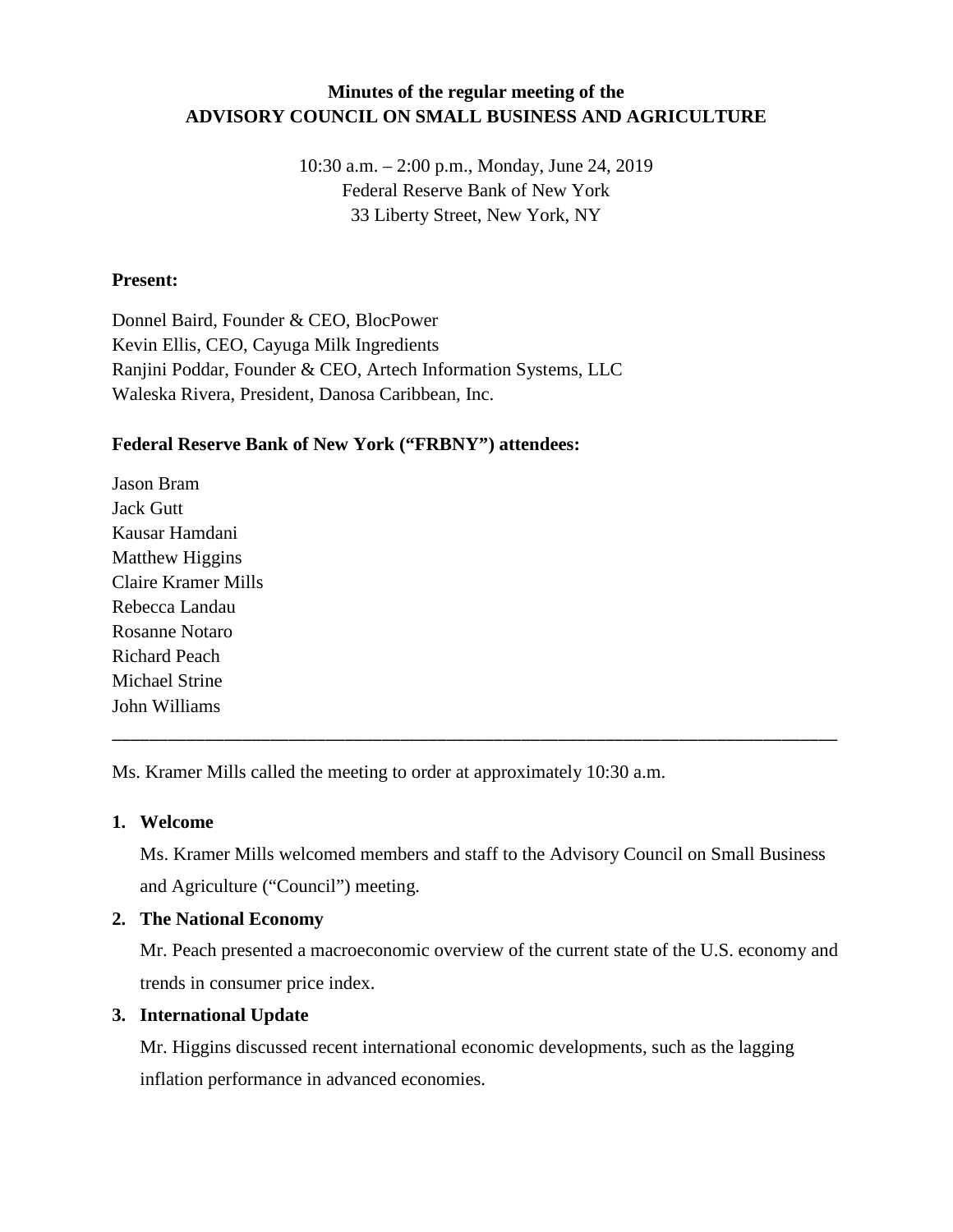**Minutes of the regular meeting of the**
**ADVISORY COUNCIL ON SMALL BUSINESS AND AGRICULTURE**

10:30 a.m. – 2:00 p.m., Monday, June 24, 2019
Federal Reserve Bank of New York
33 Liberty Street, New York, NY

**Present:**

Donnel Baird, Founder & CEO, BlocPower
Kevin Ellis, CEO, Cayuga Milk Ingredients
Ranjini Poddar, Founder & CEO, Artech Information Systems, LLC
Waleska Rivera, President, Danosa Caribbean, Inc.

**Federal Reserve Bank of New York ("FRBNY") attendees:**

Jason Bram
Jack Gutt
Kausar Hamdani
Matthew Higgins
Claire Kramer Mills
Rebecca Landau
Rosanne Notaro
Richard Peach
Michael Strine
John Williams

---

Ms. Kramer Mills called the meeting to order at approximately 10:30 a.m.

1. **Welcome**

   Ms. Kramer Mills welcomed members and staff to the Advisory Council on Small Business and Agriculture ("Council") meeting.

2. **The National Economy**

   Mr. Peach presented a macroeconomic overview of the current state of the U.S. economy and trends in consumer price index.

3. **International Update**

   Mr. Higgins discussed recent international economic developments, such as the lagging inflation performance in advanced economies.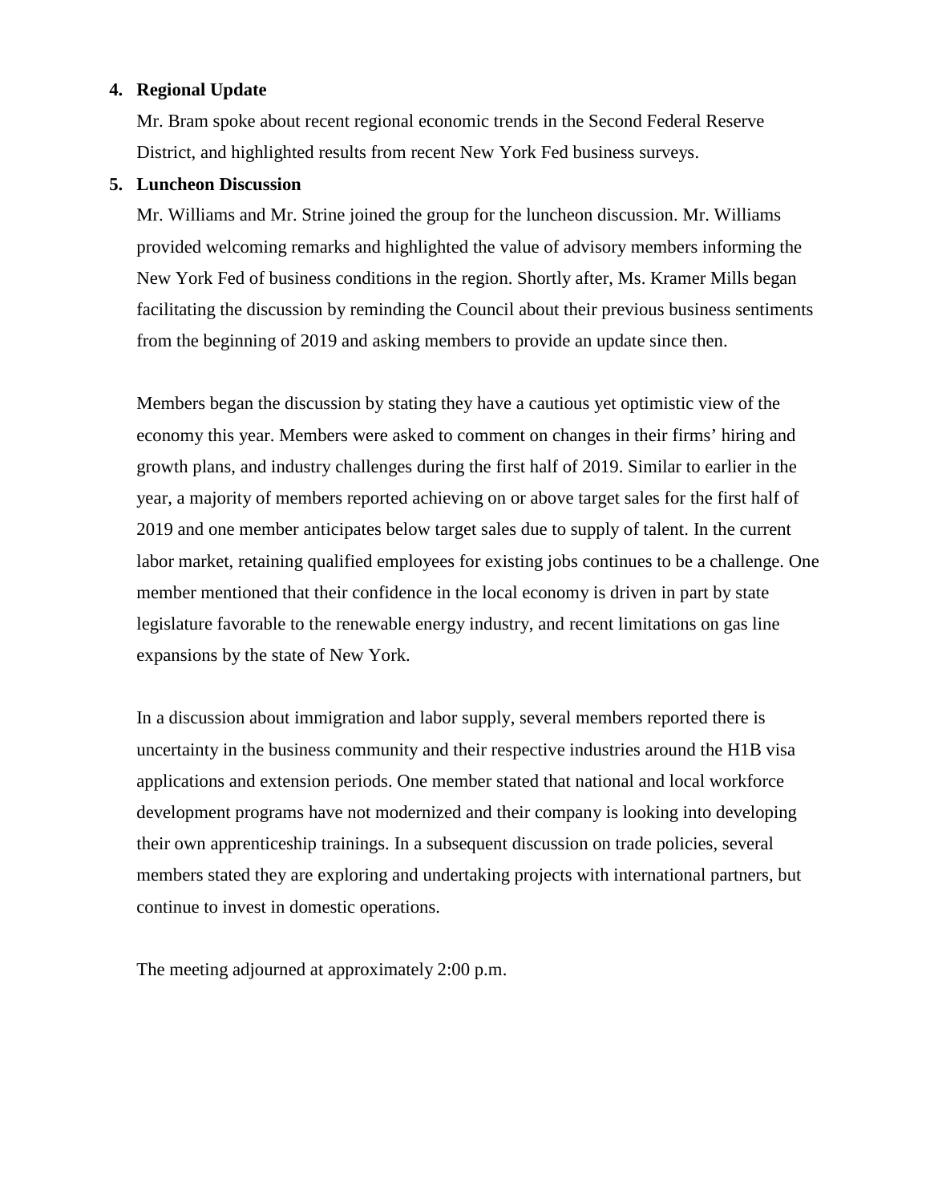4. **Regional Update**

   Mr. Bram spoke about recent regional economic trends in the Second Federal Reserve District, and highlighted results from recent New York Fed business surveys.

5. **Luncheon Discussion**

   Mr. Williams and Mr. Strine joined the group for the luncheon discussion. Mr. Williams provided welcoming remarks and highlighted the value of advisory members informing the New York Fed of business conditions in the region. Shortly after, Ms. Kramer Mills began facilitating the discussion by reminding the Council about their previous business sentiments from the beginning of 2019 and asking members to provide an update since then.

   Members began the discussion by stating they have a cautious yet optimistic view of the economy this year. Members were asked to comment on changes in their firms' hiring and growth plans, and industry challenges during the first half of 2019. Similar to earlier in the year, a majority of members reported achieving on or above target sales for the first half of 2019 and one member anticipates below target sales due to supply of talent. In the current labor market, retaining qualified employees for existing jobs continues to be a challenge. One member mentioned that their confidence in the local economy is driven in part by state legislature favorable to the renewable energy industry, and recent limitations on gas line expansions by the state of New York.

   In a discussion about immigration and labor supply, several members reported there is uncertainty in the business community and their respective industries around the H1B visa applications and extension periods. One member stated that national and local workforce development programs have not modernized and their company is looking into developing their own apprenticeship trainings. In a subsequent discussion on trade policies, several members stated they are exploring and undertaking projects with international partners, but continue to invest in domestic operations.

   The meeting adjourned at approximately 2:00 p.m.